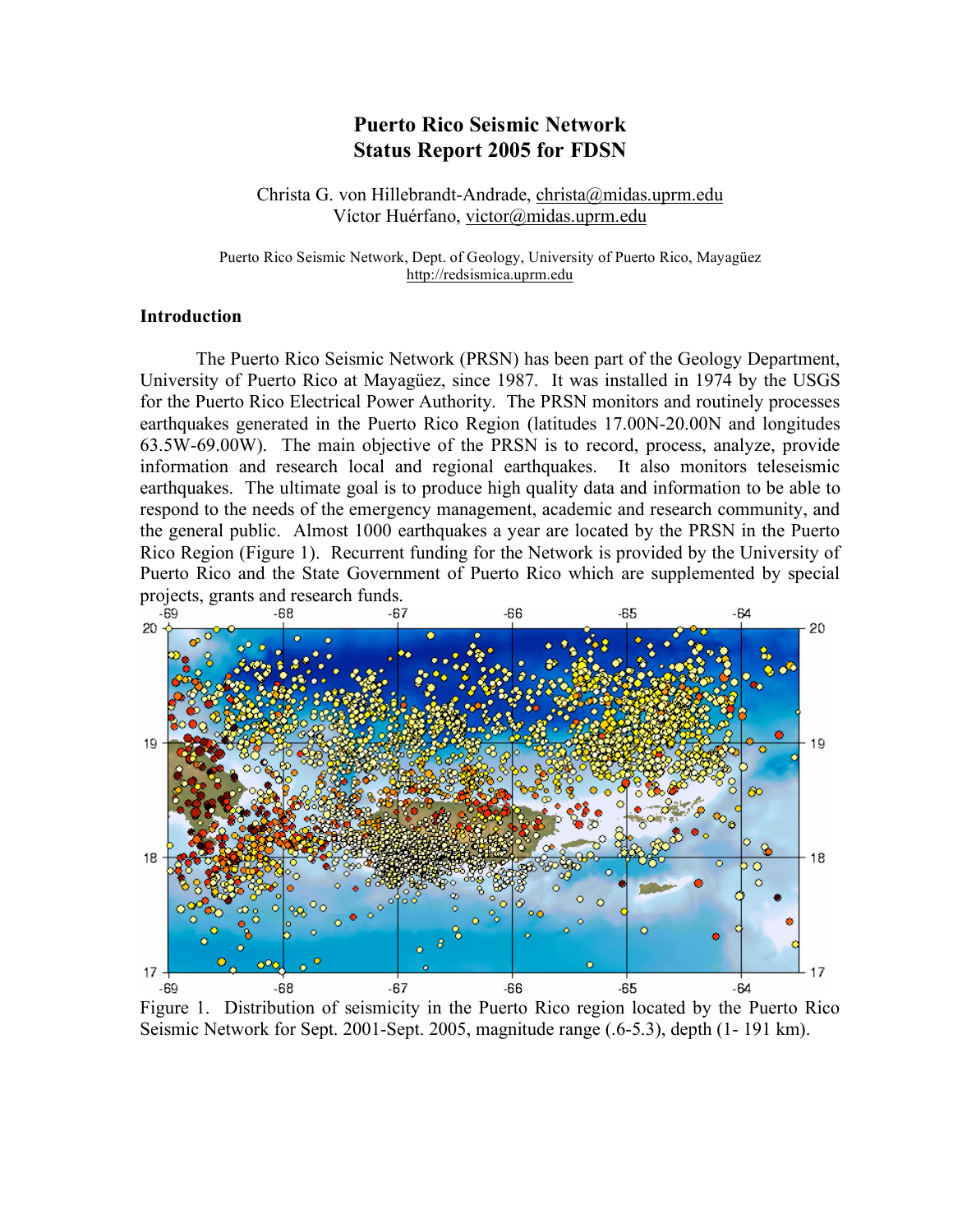# Puerto Rico Seismic Network
# Status Report 2005 for FDSN

Christa G. von Hillebrandt-Andrade, christa@midas.uprm.edu
Víctor Huérfano, victor@midas.uprm.edu

Puerto Rico Seismic Network, Dept. of Geology, University of Puerto Rico, Mayagüez
http://redsismica.uprm.edu

## Introduction

The Puerto Rico Seismic Network (PRSN) has been part of the Geology Department, University of Puerto Rico at Mayagüez, since 1987. It was installed in 1974 by the USGS for the Puerto Rico Electrical Power Authority. The PRSN monitors and routinely processes earthquakes generated in the Puerto Rico Region (latitudes 17.00N-20.00N and longitudes 63.5W-69.00W). The main objective of the PRSN is to record, process, analyze, provide information and research local and regional earthquakes. It also monitors teleseismic earthquakes. The ultimate goal is to produce high quality data and information to be able to respond to the needs of the emergency management, academic and research community, and the general public. Almost 1000 earthquakes a year are located by the PRSN in the Puerto Rico Region (Figure 1). Recurrent funding for the Network is provided by the University of Puerto Rico and the State Government of Puerto Rico which are supplemented by special projects, grants and research funds.

Figure 1. Distribution of seismicity in the Puerto Rico region located by the Puerto Rico Seismic Network for Sept. 2001-Sept. 2005, magnitude range (.6-5.3), depth (1- 191 km).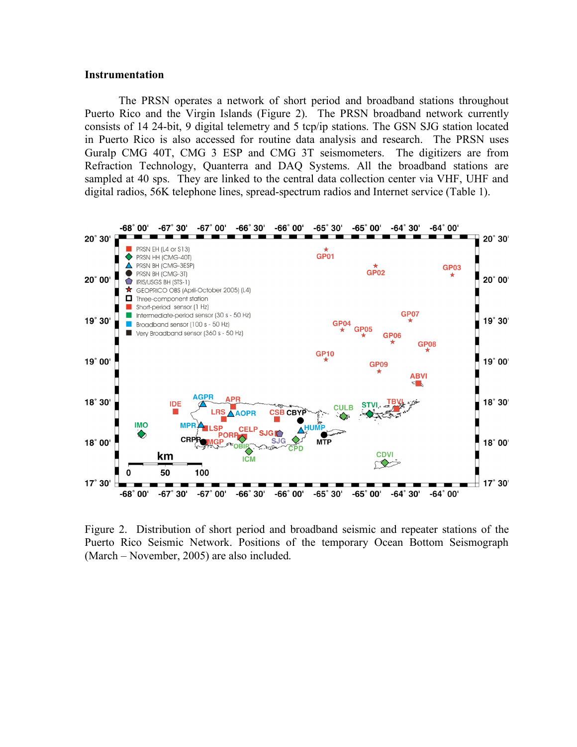**Instrumentation**

The PRSN operates a network of short period and broadband stations throughout Puerto Rico and the Virgin Islands (Figure 2). The PRSN broadband network currently consists of 14 24-bit, 9 digital telemetry and 5 tcp/ip stations. The GSN SJG station located in Puerto Rico is also accessed for routine data analysis and research. The PRSN uses Guralp CMG 40T, CMG 3 ESP and CMG 3T seismometers. The digitizers are from Refraction Technology, Quanterra and DAQ Systems. All the broadband stations are sampled at 40 sps. They are linked to the central data collection center via VHF, UHF and digital radios, 56K telephone lines, spread-spectrum radios and Internet service (Table 1).

Figure 2. Distribution of short period and broadband seismic and repeater stations of the Puerto Rico Seismic Network. Positions of the temporary Ocean Bottom Seismograph (March – November, 2005) are also included.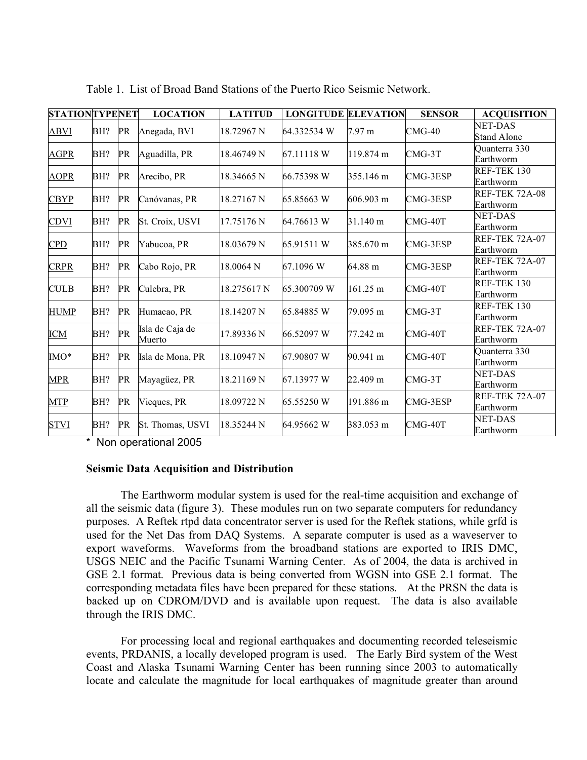Table 1. List of Broad Band Stations of the Puerto Rico Seismic Network.

| STATION | TYPE | NET | LOCATION | LATITUD | LONGITUDE | ELEVATION | SENSOR | ACQUISITION |
|---|---|---|---|---|---|---|---|---|
| ABVI | BH? | PR | Anegada, BVI | 18.72967 N | 64.332534 W | 7.97 m | CMG-40 | NET-DAS Stand Alone |
| AGPR | BH? | PR | Aguadilla, PR | 18.46749 N | 67.11118 W | 119.874 m | CMG-3T | Quanterra 330 Earthworm |
| AOPR | BH? | PR | Arecibo, PR | 18.34665 N | 66.75398 W | 355.146 m | CMG-3ESP | REF-TEK 130 Earthworm |
| CBYP | BH? | PR | Canóvanas, PR | 18.27167 N | 65.85663 W | 606.903 m | CMG-3ESP | REF-TEK 72A-08 Earthworm |
| CDVI | BH? | PR | St. Croix, USVI | 17.75176 N | 64.76613 W | 31.140 m | CMG-40T | NET-DAS Earthworm |
| CPD | BH? | PR | Yabucoa, PR | 18.03679 N | 65.91511 W | 385.670 m | CMG-3ESP | REF-TEK 72A-07 Earthworm |
| CRPR | BH? | PR | Cabo Rojo, PR | 18.0064 N | 67.1096 W | 64.88 m | CMG-3ESP | REF-TEK 72A-07 Earthworm |
| CULB | BH? | PR | Culebra, PR | 18.275617 N | 65.300709 W | 161.25 m | CMG-40T | REF-TEK 130 Earthworm |
| HUMP | BH? | PR | Humacao, PR | 18.14207 N | 65.84885 W | 79.095 m | CMG-3T | REF-TEK 130 Earthworm |
| ICM | BH? | PR | Isla de Caja de Muerto | 17.89336 N | 66.52097 W | 77.242 m | CMG-40T | REF-TEK 72A-07 Earthworm |
| IMO* | BH? | PR | Isla de Mona, PR | 18.10947 N | 67.90807 W | 90.941 m | CMG-40T | Quanterra 330 Earthworm |
| MPR | BH? | PR | Mayagüez, PR | 18.21169 N | 67.13977 W | 22.409 m | CMG-3T | NET-DAS Earthworm |
| MTP | BH? | PR | Vieques, PR | 18.09722 N | 65.55250 W | 191.886 m | CMG-3ESP | REF-TEK 72A-07 Earthworm |
| STVI | BH? | PR | St. Thomas, USVI | 18.35244 N | 64.95662 W | 383.053 m | CMG-40T | NET-DAS Earthworm |

\* Non operational 2005

**Seismic Data Acquisition and Distribution**

The Earthworm modular system is used for the real-time acquisition and exchange of all the seismic data (figure 3). These modules run on two separate computers for redundancy purposes. A Reftek rtpd data concentrator server is used for the Reftek stations, while grfd is used for the Net Das from DAQ Systems. A separate computer is used as a waveserver to export waveforms. Waveforms from the broadband stations are exported to IRIS DMC, USGS NEIC and the Pacific Tsunami Warning Center. As of 2004, the data is archived in GSE 2.1 format. Previous data is being converted from WGSN into GSE 2.1 format. The corresponding metadata files have been prepared for these stations. At the PRSN the data is backed up on CDROM/DVD and is available upon request. The data is also available through the IRIS DMC.

For processing local and regional earthquakes and documenting recorded teleseismic events, PRDANIS, a locally developed program is used. The Early Bird system of the West Coast and Alaska Tsunami Warning Center has been running since 2003 to automatically locate and calculate the magnitude for local earthquakes of magnitude greater than around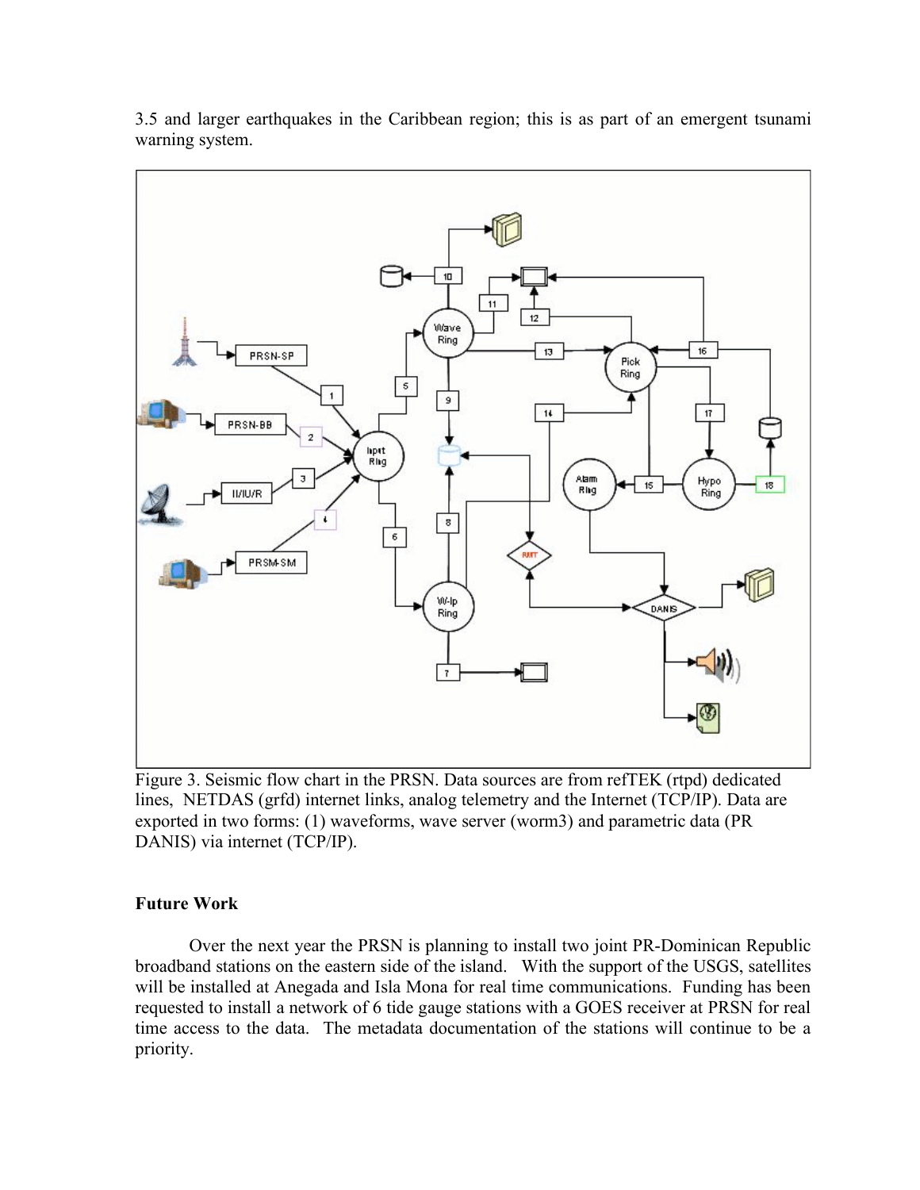3.5 and larger earthquakes in the Caribbean region; this is as part of an emergent tsunami warning system.

PRSN-SP

PRSN-BB

II/IU/R

PRSM-SM

Input Ring

Wave Ring

W-Ip Ring

Pick Ring

Hypo Ring

Alarm Ring

RMT

DANIS

1 2 3 4 5 6 7 8 9 10 11 12 13 14 15 16 17 18

Figure 3. Seismic flow chart in the PRSN. Data sources are from refTEK (rtpd) dedicated lines, NETDAS (grfd) internet links, analog telemetry and the Internet (TCP/IP). Data are exported in two forms: (1) waveforms, wave server (worm3) and parametric data (PR DANIS) via internet (TCP/IP).

**Future Work**

Over the next year the PRSN is planning to install two joint PR-Dominican Republic broadband stations on the eastern side of the island. With the support of the USGS, satellites will be installed at Anegada and Isla Mona for real time communications. Funding has been requested to install a network of 6 tide gauge stations with a GOES receiver at PRSN for real time access to the data. The metadata documentation of the stations will continue to be a priority.